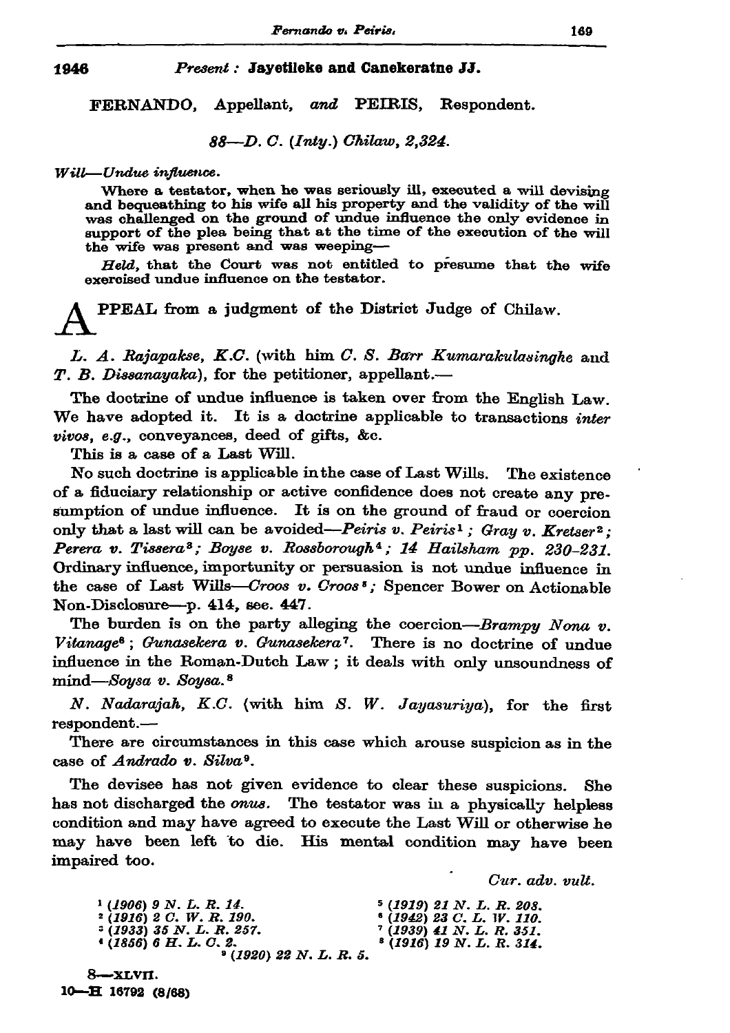1946 *Present :* **Jayetileke and Canekeratne JJ.**

FERNANDO, Appellant, *and* PEIRIS, Respondent.

*88—D. C. (Inty.) Chilaw, 2,324.*

*Will—Undue influence.*

Where a testator, when he was seriously ill, executed a will devising and bequeathing to his wife all his property and the validity of the will was challenged on the ground of undue influence the only evidence in support of the plea being that at the time of the execution of the will the wife was present and was weeping—

*Held,* that the Court was not entitled to presume that the wife exercised undue influence on the testator.

APPEAL from a judgment of the District Judge of Chilaw.

*L. A. Rajapakse, K.C.* (with him *C. S. Barr Kumarakulasinghe* and *T. B. Dissanayaka*), for the petitioner, appellant.—

The doctrine of undue influence is taken over from the English Law. We have adopted it. It is a doctrine applicable to transactions *inter vivos, e.g.,* conveyances, deed of gifts, &c.

This is a case of a Last Will.

No such doctrine is applicable in the case of Last Wills. The existence of a fiduciary relationship or active confidence does not create any presumption of undue influence. It is on the ground of fraud or coercion only that a last will can be avoided—*Peiris v. Peiris*[1]; *Gray v. Kretser*[2]; *Perera v. Tissera*[3]; *Boyse v. Rossborough*[4]; *14 Hailsham pp. 230-231.* Ordinary influence, importunity or persuasion is not undue influence in the case of Last Wills—*Croos v. Croos*[5]; Spencer Bower on Actionable Non-Disclosure—p. 414, sec. 447.

The burden is on the party alleging the coercion—*Brampy Nona v. Vitanage*[6]; *Gunasekera v. Gunasekera*[7]. There is no doctrine of undue influence in the Roman-Dutch Law; it deals with only unsoundness of mind—*Soysa v. Soysa.*[8]

*N. Nadarajah, K.C.* (with him *S. W. Jayasuriya*), for the first respondent.—

There are circumstances in this case which arouse suspicion as in the case of *Andrado v. Silva*[9].

The devisee has not given evidence to clear these suspicions. She has not discharged the *onus.* The testator was in a physically helpless condition and may have agreed to execute the Last Will or otherwise he may have been left to die. His mental condition may have been impaired too.

*Cur. adv. vult.*

[1] *(1906) 9 N. L. R. 14.*
[2] *(1916) 2 C. W. R. 190.*
[3] *(1933) 35 N. L. R. 257.*
[4] *(1856) 6 H. L. C. 2.*
[5] *(1919) 21 N. L. R. 208.*
[6] *(1942) 23 C. L. W. 110.*
[7] *(1939) 41 N. L. R. 351.*
[8] *(1916) 19 N. L. R. 314.*
[9] *(1920) 22 N. L. R. 5.*

8—XLVII.
10—H 16792 (8/68)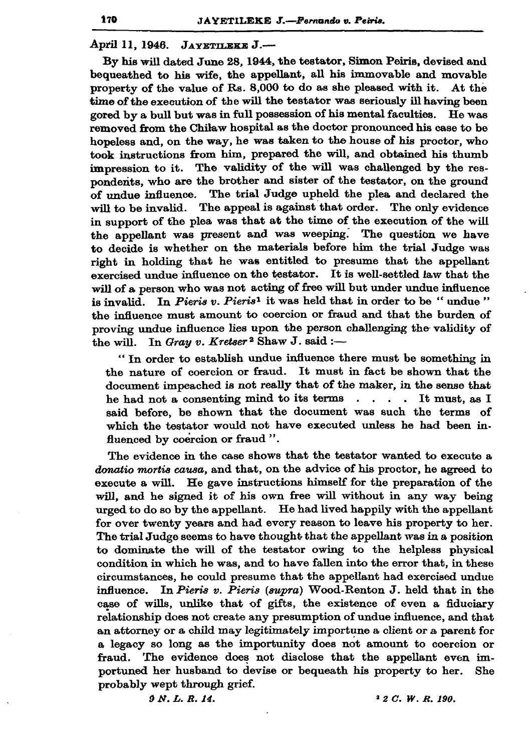April 11, 1946. JAYETILEKE J.—

By his will dated June 28, 1944, the testator, Simon Peiris, devised and bequeathed to his wife, the appellant, all his immovable and movable property of the value of Rs. 8,000 to do as she pleased with it. At the time of the execution of the will the testator was seriously ill having been gored by a bull but was in full possession of his mental faculties. He was removed from the Chilaw hospital as the doctor pronounced his case to be hopeless and, on the way, he was taken to the house of his proctor, who took instructions from him, prepared the will, and obtained his thumb impression to it. The validity of the will was challenged by the respondents, who are the brother and sister of the testator, on the ground of undue influence. The trial Judge upheld the plea and declared the will to be invalid. The appeal is against that order. The only evidence in support of the plea was that at the time of the execution of the will the appellant was present and was weeping. The question we have to decide is whether on the materials before him the trial Judge was right in holding that he was entitled to presume that the appellant exercised undue influence on the testator. It is well-settled law that the will of a person who was not acting of free will but under undue influence is invalid. In *Pieris v. Pieris*[1] it was held that in order to be " undue " the influence must amount to coercion or fraud and that the burden of proving undue influence lies upon the person challenging the validity of the will. In *Gray v. Kretser*[2] Shaw J. said :—

> " In order to establish undue influence there must be something in the nature of coercion or fraud. It must in fact be shown that the document impeached is not really that of the maker, in the sense that he had not a consenting mind to its terms . . . . It must, as I said before, be shown that the document was such the terms of which the testator would not have executed unless he had been influenced by coercion or fraud ".

The evidence in the case shows that the testator wanted to execute a *donatio mortis causa*, and that, on the advice of his proctor, he agreed to execute a will. He gave instructions himself for the preparation of the will, and he signed it of his own free will without in any way being urged to do so by the appellant. He had lived happily with the appellant for over twenty years and had every reason to leave his property to her. The trial Judge seems to have thought that the appellant was in a position to dominate the will of the testator owing to the helpless physical condition in which he was, and to have fallen into the error that, in these circumstances, he could presume that the appellant had exercised undue influence. In *Pieris v. Pieris* (*supra*) Wood-Renton J. held that in the case of wills, unlike that of gifts, the existence of even a fiduciary relationship does not create any presumption of undue influence, and that an attorney or a child may legitimately importune a client or a parent for a legacy so long as the importunity does not amount to coercion or fraud. The evidence does not disclose that the appellant even importuned her husband to devise or bequeath his property to her. She probably wept through grief.

[1] *9 N. L. R. 14.*

[2] *2 C. W. R. 190.*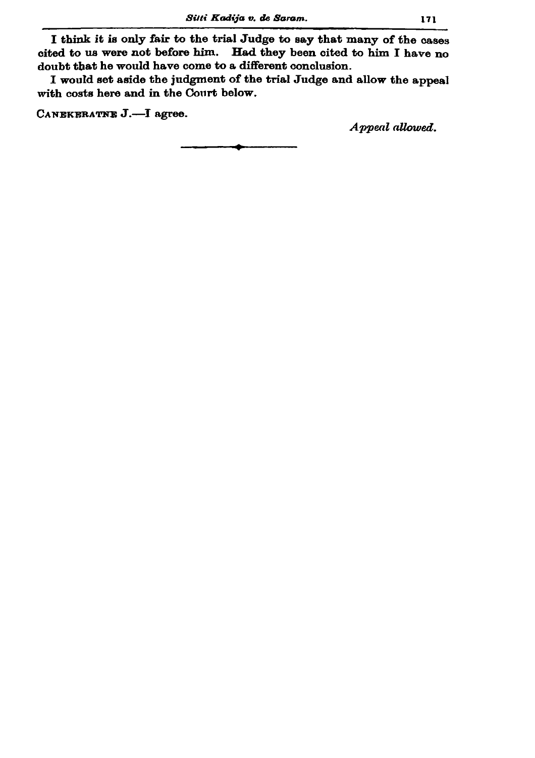I think it is only fair to the trial Judge to say that many of the cases cited to us were not before him. Had they been cited to him I have no doubt that he would have come to a different conclusion.

I would set aside the judgment of the trial Judge and allow the appeal with costs here and in the Court below.

CANEKERATNE J.—I agree.

*Appeal allowed.*